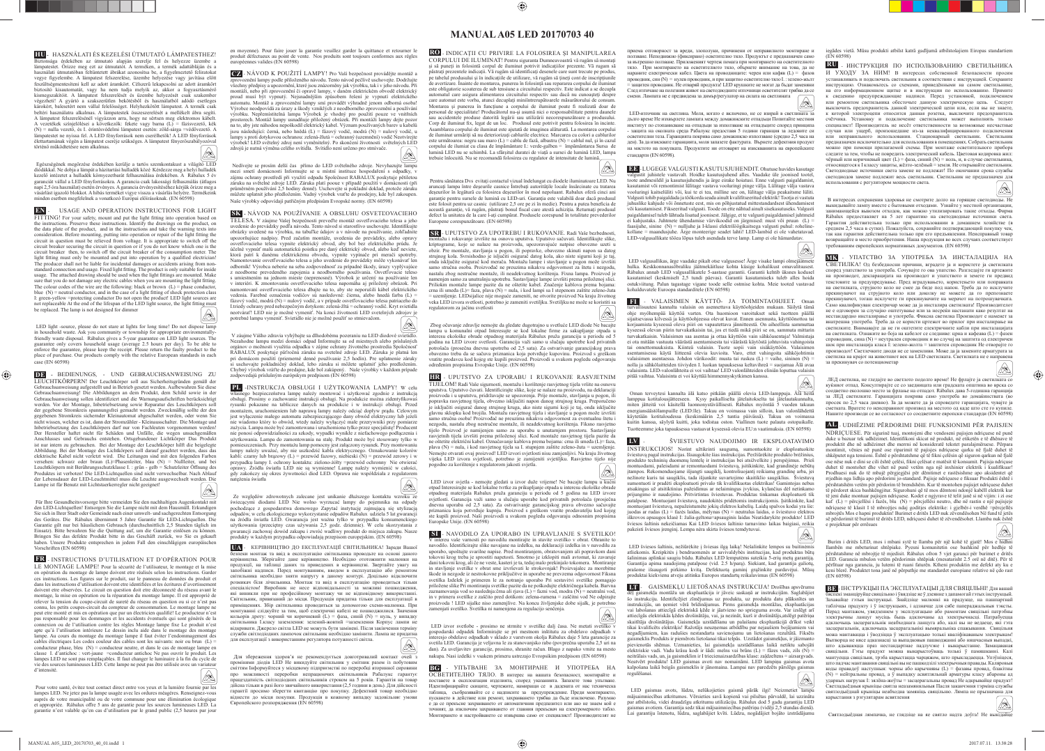# MANUAL A05 LED 20170703 40

**HU** - HASZNÁLATI ÉS KEZELÉSI ÚTMUTATÓ LÁMPATESTHEZ!
Biztonsága érdekében az útmutató alapján szerelje fel és helyezze üzembe a lámpatestet. Őrizze meg ezt az útmutatót. A terméken, a termék adattábláján és a használati útmutatóban feltüntetett ábrákat azonosítsa be, a figyelmeztető feliratokat vegye figyelembe. A lámpatest felszerelése, üzembe helyezése vagy javítása előtt feszültségmentesítsen kell az adott áramkört. Célszerű lekapcsolni az adott áramkört biztosító kisautomatát, vagy ha nem tudja melyik az, akkor a fogyasztásmérő kismegszakítót. A lámpatest felszerelését és üzembe helyezését csak szakember végezheti! A gyártó a szakszerűtlen bekötésből és használatból adódó esetleges károkért, balesetért nem vállal felelősséget. Helyhezkötött lámpatest. A termék csak beltéri használatra alkalmas. A lámpatestek összeszerelését a mellékelt ábra segíti. A lámpatest felszerelésénél vigyázzon arra, hogy ne sértsen meg elektromos kábelt. A vezetékek színjelölései a következők: fekete vagy barna (L) = fázisvezető, kék (N) = nulla vezető, és L érintésvédelmi lámpatest esetén: zöld-sárga =védővezető. A lámpatest ne nyissa fel. A LED fényforrások nem cserélhetők! A LED fényforrások élettartamának végén a lámpatest cseréje szükséges. A lámpatest fényerőszabályozóval történő működtetésre nem alkalmas.

Egészségének megőrzése érdekében kerülje a tartós szemkontaktust a világító LED diódákkal. Ne dobja a lámpát a háztartási hulladék közé! Kérdezze meg a helyi hulladék kezelő intézetet a hulladék környezetbarát felhasználása érdekében. A Rábalux 5 év garanciát vállal a LED fényforrásokra. A garancia csak lakossági felhasználás (átlagos napi 2,5 óra használat) esetén érvényes. A garancia érvényesítéséhez kérjük őrizze meg a vásárlást igazoló blokkot. A hibás terméket vigye vissza a vásárlás helyére. Termékeink minden esetben megfelelnek a vonatkozó Európai előírásoknak. (EN 60598)

**EN** - USAGE AND OPERATION INSTRUCTIONS FOR LIGHT FITTING! For your safety, mount and put the light fitting into operation based on the instructions. Preserve these instructions. Identify the drawings on the product, on the data plate of the product, and in the instructions and take the warning texts into consideration. Before mounting, putting into operation or repair of the light fitting the circuit in question must be relieved from voltage. It is appropriate to switch off the circuit breaker securing the circuit in question or if you do not know which one is the circuit breaker then, to switch off the circuit breaker of the consumption meter. The light fitting must only be mounted and put into operation by a qualified electrician! The producer shall not be liable for incidental damages or accidents arising from non-standard connection and usage. Fixed light fitting. The product is only suitable for inside usage. The attached drawing should be used when the light fittings are mounted. Make sure that you do not damage any electric cables when you are mounting the light fitting. The colour codes of the wire are the following: black or brown (L) = phase conductor, blue (N) = neutral conductor, and in the case of a light fitting of shock protection class I: green-yellow =protecting conductor Do not open the product! LED light sources are not replaceable At the end of the lifespan of the LED light source, the light fitting must be replaced. The lamp is not designed for dimmer

LED light -source, please do not stare at lights for long time! Do not dispose lamp in household waste. Ask you community or township for appropriate environmentally-friendly waste disposal. Rabalux gives a 5-year guarantee on LED light bulbs. This guarantee only covers household usage (average 2.5 hours per day). To be able to enforce the guarantee, please keep the receipt. Please return the faulty product to the place of purchase. Our products comply with the relative European standards in each case (EN 60598)

**DE** - BEDIENUNGS-, UND GEBRAUCHSANWEISUNG ZU LEUCHTKÖRPERN! Der Leuchtkörper soll aus Sicherheitsgründen gemäß der Gebrauchsanweisung aufgestellt und in Betrieb gesetzt werden. Aufbewahren Sie diese Gebrauchsanweisung! Die Abbildungen an dem Produkt, dem Schild sowie in der Gebrauchsanweisung sollen identifiziert und die Warnungsaufschriften berücksichtigt werden. Vor der Montage, Inbetriebsetzung sowie Reparatur des Leuchtkörpers soll der gegebene Stromkreis spannungsfrei gemacht werden. Zweckmäßig sollte der den gegebenen Stromkreis sichernder Kleinautomat abgeschaltet werden, oder wenn Sie nicht wissen, welcher es ist, dann der Stromzähler - Kleinausschalter. Die Montage und Inbetriebsetzung des Leuchtkörpers darf nur von Fachleuten vorgenommen werden! Der Hersteller haftet nicht für Schäden und Unfälle, die wegen unsachgemäßen Anschlusses und Gebrauchs entstehen. Ortsgebundener Leuchtkörper Das Produkt ist nur intern zu gebrauchen. Bei der Montage der Leuchtkörper hilft die beigelegte Abbildung. Bei der Montage des Lichtkörpers soll darauf geachtet werden, dass das elektrische Kabel nicht verletzt wird. Die Leitungen sind mit den folgenden Farben versehen: schwarz oder braun (L)=Phasenleiter, blau (N) = Nullleiter, und bei Leuchtkörpern mit Berührungsschutzklasse I.: grün - gelb = Schutzleiter Öffnung des Produktes ist verboten! Die LED-Lichtquellen sind nicht verwechselbar. Nach Ablauf der Lebensdauer der LED-Leuchtmittel muss die Leuchte ausgewechselt werden. Die Lampe ist für Benutz mit Lichtsteuerkeregler nicht geeignet!

Für Ihre Gesundheitsvorsorge bitte vermeiden Sie den nachhaltigen Augenkontakt mit den LED-Lichtquellen! Entsorgen Sie die Lampe nicht mit dem Hausmüll. Erkundigen Sie sich in Ihrer Stadt oder Gemeinde nach einer umwelt- und sachgerechten Entsorgung des Gerätes. Die Rabalux übernimmt 5 Jahre Garantie für LED-Lichtquellen. Die Garantie gilt nur bei häuslichem Gebrauch (durchschnittlich 2,5 Stunden täglich im Einsatz). Bitte bewahren Sie die Quittung auf, um die Garantie einlösen zu können. Bringen Sie das defekte Produkt bitte in das Geschäft zurück, wo Sie es gekauft haben. Unsere Produkte entsprechen in jedem Fall den einschlägigen europäischen Vorschriften (EN 60598)

**FR** - INSTRUCTIONS D'UTILISATION ET D'OPÉRATION POUR LE MONTAGE LAMPE! Pour la sécurité de l'utilisateur, le montage et la mise en opération du montage de lampe doivent etre réalisés selon les instructions. Gardez ces instructions. Les figures sur le produit, sur le panneau de données du produit et dans les instructions d'utilisation doivent etre identifiées et les écritures d'avertissement doivent etre observées. Le circuit en question doit etre déconnecté du réseau avant le montage, la mise en opération ou la réparation du montage lampe. Il est approprié de relever la tension du coupe-circuit de sureté du réseau en question ou si ce n'est pas connu, les petits coupes-circuit du compteur de consommation. Le montage lampe ne peut etre monté et mis en opération que par un électricien qualifié! Le producteur n'est pas responsable pour les dommages et les accidents éventuels qui sont générés de la connexion ou de l'utilisation contre les règles Montage lampe fixe Le produit n'est apte qu'à l'utilisation intérieur Le dessin inclu aide dans le montage des montage lampe. Au cours du montage du montage lampe il faut éviter l'endommagement des cables électriques Les codes couleur des cables sont les suivants: noir ou brun (L) = conducteur phase, bleu (N) = conducteur neutre, et dans le cas de montage lampe en classe I d'antichoc : vert-jaune =conducteur antichoc Ne pas ouvrir le produit. Les lampes LED ne sont pas remplaçables. Il faut changer le luminaire à la fin du cycle de vie des sources lumineuses LED. Cette lampe ne peut pas être utilisée avec un variateur d'intensité.

Pour votre santé, évitez tout contact direct entre vos yeux et la lumière fournie par les lampes LED. Ne jetez pas la lampe usagée avec les ordures ménagères. Renseignez-vous auprès de votre municipalité ou de votre commune pour une élimination écologique et appropriée. Rábalux offre 5 ans de garantie pour les sources lumineuses LED. La garantie n'est valable qu'en cas d'utilisation par le grand public (2,5 heures par jour en moyenne). Pour faire jouer la garantie veuillez garder la quittance et retourner le produit défectueux au point de vente. Nos produits sont toujours conformes aux règles européennes valides (EN 60598)

**CZ** - NÁVOD K POUŽITÍ LAMPY! Pro Vaši bezpečnost provádějte montáž a zprovoznění lampy podle přiloženého návodu. Tento návod pečlivě uschovejte. Dodržujte všechny předpisy a upozornění, které jsou znázorněny jak výrobku, tak i v jeho návodu. Při montáži, nebo při zprovoznění či opravě lampy, v daném elektrickém obvodě elektrický proud musí být vypnutý. Nejsnadnějším způsobem řešení je vypnutí elektrického automatu. Montáž a zprovoznění lampy smí provádět výhradně jenom odborná osoba! Výrobce neodpovídá za úrazy a škody vzniklých z neodborného zprovoznění a používání výrobku. Nepřemístitelná lampa Výrobek je vhodný pro použití pouze ve vnitřních prostorech. Montáž lampy usnadňuje přiložený obrázek. Při montáži lampy dejte pozor na to, aby jste nahodou nepoškodili elektrický kabel. Význam použitých barev u kabelů jsou následující: černá, nebo hnědá (L) = fázový vodič, modrá (N) = nulový vodič, u lampy s proti dotykovou ochranou: zeleno-žlutá = ochranný (uzemnění) vodič Nerozebírejte výrobek! LED světelný zdroj není vyměnitelný. Po skončení životnosti světelných LED zdrojů je nutná výměna celého svítidla. Svítidlo není určeno pro stmívače.

Nedívejte se prosím delší čas přímo do LED světelného zdroje. Nevyhazujte lampu mezi smetí domácností Informujte se u místní instituce hospodaření s odpadky, v zájmu ochrany prostředí při využití odpadu Společnost RABALUX poskytuje pětiletou záruku na světelné zdroje LED. Záruka platí pouze v případě použití v domácnosti (při průměrném používání 2,5 hodiny denně). Uschovejte si pokladní doklad, protože záruku můžete uplatnit jeho předložením. Vadný výrobek vraťte do prodejny, kde byl zakoupen. Naše výrobky odpovídají patřičným předpisům Evropské normy. (EN 60598)

**SK** - NÁVOD NA POUŽÍVANIE A OBSLUHU OSVETĽOVACIEHO TELESA. V záujme Vašej bezpečnosti previeďte montáž osvetľovacieho telesa a jeho uvedenie do prevádzky podľa návodu. Tento návod si starostlivo uschovajte. Identifikujte obrázky uvedené na výrobku, na tabuľke údajov a v návode na používanie, zohľadnite upozorňujúce nadpisy. Pred začatím montáže, uvedenia do prevádzky, alebo opravy osvetľovacieho telesa vypnite elektrický obvod, aby bol bez elektrického prúdu. Je účelné vypnúť malé automatické poistky pre daný elektrický obvod, alebo keď neviete, ktorá patrí k danému elektrickému obvodu, vypnite vypínače pri meracej spotreby. Namontovanie osvetľovacieho telesa a jeho uvedenie do prevádzky môže vykonávať len odborník! Výrobca nebetie na seba zodpovednosť za prípadné škody, úrazy vyplývajúce z neodbornej prevádzkovaného zapojenia a neodborného používania. Osvetľovacie teleso s umiestnením na jednom mieste (nepremostné). Výrobok je určený na používanie len v interiéri. K zmontovaniu osvetľovacieho telesa nápomocný je priložený obrázok. Pri namontovaní osvetľovacieho telesa dbajte na to, aby ste nepoškodili kábel elektrického vedenia. Farebné označenia vodičov sú nasledovné: čierna, alebo hnedá farba (L) = fázový vodič, modrá (N) = nulový vodič, a v prípade osvetľovacieho telesa patriaceho do I.triedy ochrany pred nebezpečným dotykom: zeleno-žltá = ochranný vodič. Kryt svietidla neotvárať! LED nie je možné vymeniť. Na konci životnosti LED svetelných zdrojov je potrebné lampu vymeniť. Svietidlo nie je možné použiť so stmievačom.

V záujme Vášho zdravia vyhýbajte sa dlhodobému pozeraniu na LED diódové svietidlo. Neodhadzujte lampu medzi domáci odpad Informujte sa od miestnych úrady príslušných orgánov o možnosti využitia odpadku v záujme ochrany životného prostredia Spoločnosť RABALUX poskytuje päťročnú záruku na svetelné zdroje LED. Záruka je platná len pri domácom použití (priemerné denné používanie 2,5 hodín). Pre uplatnenie záruky si uschovajte pokladničný doklad, lebo záruku si môžete uplatniť jeho predložením. Chybný výrobok vráťte do predajne, kde bol zakúpený. Naše výrobky v každom prípade zodpovedajú príslušným európskym predpisom (EN 60598)

**PL** -INSTRUKCJA OBSŁUGI I UŻYTKOWANIA LAMPY! W celu własnego bezpieczeństwa lampe należy montować i użytkować zgodnie z instrukcją obsługi. Prosimy o zachowanie instrukcji obsługi. Na produkcie można znaleźć oraz rysunki pokazane na tabliczce danych na produkcie i w instrukcji obsługi. Przed montażem, uruchomieniem lub naprawą lampy należy odciąć dopływ prądu. Celowym jest wyłączenie małego automatycznego wyłącznika obwodu zasilania, lub jeżeli nie wiadomo który to obwód, wtedy należy wyłączyć małe przerywacz przy pomiarze zużycia. Lampa może być zamontowana i uruchomiona tylko przez fachowca. Producent nie ponosi odpowiedzialności za szkody, wypadki wynikłe z niefachowego podłączenia i użytkowania. Lampa do zamontowania na stałe. Produkt może być stosowany tylko w pomieszczeniach. Przy montażu lamp pomocny jest załączony rysunek. Przy montowaniu lampy należy uważać, aby nie uszkodzić kabla elektrycznego. Oznakowanie kolorów kabli: czarny lub brązowy (L) = przewód fazowy, niebieski (N) = przewód zerowy i w przypadku lampy I. ochrony kontaktu: zielono-żółty =przewód ochronny Nie otwierać obudowy. Źródła światła LED nie są wymienne! Lampę należy wymienić w całości, gdy zakończy się okres żywotności diod LED. Oprawa nie współdziała z regulatorem natężenia światła

Ze względów zdrowotnych zalecane jest unikanie dłuższego kontaktu wzroku ze świecącymi diodami LED Nie wolno wyrzucać lampy do pojemnika na odpady pochodzące z gospodarstwa domowego Zapytaj instytucję zajmującą się utylizacją odpadów, w celu uzyskania informacji odnośnie ekologicznego pozbycia się odpadów Rabalux udziela 5-letniej gwarancji na źródła światła LED. Gwarancja jest ważna tylko w przypadku konsumenckiego użytkowania (przeciętny czas używania 2,5 godz. dziennie). W celu skorzystania z gwarancji zachowaj dowód zakupu i zwróć wadliwy produkt do miejsca zakupu. Nasze produkty w każdym przypadku odpowiadają przepisom europejskim. (EN 60598)

**UA** - КЕРІВНИЦТВО ДО ЕКСПЛУАТАЦІЇ СВІТИЛЬНИКА! Заради Вашої безпеки монтаж та ввід в експлуатацію світильника проводьте по цьому даному керівництві. Зберігайте дане керівництво. Необхідно ототожнити малюнки на продукті, на табличці даних на призначених в керівництві. Зверніть увагу на запобіжні надписи. Перед монтуванням, вводом в експлуатацію або ремонтом світильника необхідно зняти напругу в даному контурі. Доцільно відключити розмикач біля лічильника. Монтаж та ввід в експлуатацію проводиться тільки спеціалістом! Виробник не несе відповідальності за можливі пошкодження, нещасний випадок через не професійному монтажу чи не відповідному використанні. Світильник, прив'язаний до місця. Продукція придатна тільки для експлуатації в приміщеннях. Збір світильника проводиться за допомогою схеми-малюнка. При монтуванні слідкуйте за тим, щоб електричні кабелі не пошкоджувалися. Значення кольорів дроту: чорний чи коричневий (L) = фаза, синій (N) = нуль, у випадку світильника I класу захисного: зелений-жовтий =заземлення Корпус лампи не відкривати. Джерело світла LED не можуть бути замінені. Після закінчення терміну служби світлодіодних лампочок світильник необхідно замінити. Лампа не призначена для використання з використанням регулятора потужності світла.

Для збереження здоров'я не рекомендується довготривалий контакт очей з промінням діоди LED Не викидуйте світильник з сміттям разом з побутовим сміттям Інформуйтеся у місцевому підприємстві по переробці вторинної сировини про можливості переробки непридатного світильника Рабалукс гарантує працездатність світлодіодних світильників строком на 5 років. Гарантія на товар дійсна тільки в разі його звичайного використання (2,5 години в день). Для дійсності гарантії просимо зберегти квитанцію про покупку. Дефектний товар необхідно віднести до місця покупки. Продукція в кожному випадку задовільняє умови Європейського розпорядження (EN 60598)

**RO** - INDICAȚII CU PRIVIRE LA FOLOSIREA ȘI MANIPULAREA CORPULUI DE ILUMINAT! Pentru siguranța Dumneavoastră vă rugăm să montați și să puneți în folosință corpul de iluminat potrivit indicațiilor prezente. Vă rugăm să păstrați prezentele indicații. Vă rugăm să identificați desenele care sunt trecute pe produs, pe tabelul produsului și în indicațiile de utilizare, vă rugăm să țineți cont de inscripțiunile de avertizare. Înainte de montarea, punerea în folosință sau repararea corpului de iluminat este obligatorie scoaterea de sub tensiune a circuitului respectiv. Este indicat a se decupla automatul care asigură alimentarea circuitului respectiv sau dacă nu cunoașteți despre care automat este vorba, atunci decuplați minîntrerupătoarele măsurătorului de consum. Montarea și punerea în funcțiune a corpului de iluminat poate fi realizată doar de personal de specialitate! Producătorul nu-și asumă nici o responsabilitate pentru daunele sau accidentele produse datorită legării sau utilizării necorespunzătoare a produsului. Corp de iluminat fix, legat de un loc. Produsul este potrivit pentru folosirea în incinte. Asamblarea corpului de iluminat este ajutată de imaginea alăturată. La montarea corpului de iluminat atenție să nu deteriorați cablurile electrice. Marcarea cu culori a cablurilor este următoarea: negru sau maro (L) = cablu de fază, albastru (N) = cablul nul, și în cazul corpului de iluminat cu clasa de împământare I.: verde-galben = împământarea Sursa de lumină LED nu se schimbă. La sfârșitul duratei de viață a sursei de lumină LED, lampa trebuie înlocuită. Nu se recomandă folosirea cu regulator de intensitate de lumină.

Pentru sănătatea Dvs evitați contactul vizual îndelungat cu diodele iluminatoare LED. Nu aruncați lampa între deșeurile casnice Interbați autoritățile locale însărcinate cu tratarea deșeurilor în legătură cu folosirea deșeurilor în mod nepoluant. Rabalux oferă cinci ani garanție pentru sursele de lumină cu LED-uri. Garanția este valabilă doar dacă produsul este folosit pentru uz casnic (utilizare 2,5 ore pe zi în medie). Pentru a putea beneficia de această garanție, vă rugăm, păstrați bonul fiscal care atestă achiziția. Returnați produsul defect la unitatea de la care l-ați cumpărat. Produsele corespund în totalitate prevederilor Europene corespunzătoare. (EN 60598)

**SR** - UPUTSTVO ZA UPOTREBU I RUKOVANJE. Radi Vaše bezbednosti, montažu i rukovanje izvršite na osnovu uputstva. Uputstvo sačuvati. Identifikujte slike, kriptograme, koje se nalaze na proizvodu, upozoravajuće natpise obavezno uzeti u obzir. Pre montaže, stavljanja u pogon, ili popravke, obavezno isključiti napon sa datog strujnog kola. Svrsishodno je isključiti osigurač datog kola, ako niste sigurni koji je taj, onda isključite osigurač kod merača. Montažu lampe i stavljanje u pogon može izvršiti samo stručna osoba. Proizvođač ne preuzima nikakvu odgovornost za štetu i nezgodu, nastalu zbog nestručne montaže, ili neadekvatnog korišćenja. Fiksna lampa. Proizvod je namenjen samo za unutrašnju upotrebu. Nastavljanje lampe izvršiti prema priloženoj slici. Prilikom montaže lampe pazite da ne oštetite kabl. Značenje kablova prema bojama: crna ili smeđa (L) = faza, plava (N) = nula, i kod lampi sa I stepenom zaštite zeleno-žuta = uzemljenje. LEDsijalice nije moguće zameniti, ne otvorite proizvod Na kraju životnog veka LED izvora svetlosti, potrebno je zameniti svetiljku. Svetiljka nije podesna za regulatorom za jačinu svetlosti

Zbog očuvanja zdravlja nemojte da gledate dugotrajno u svetleće LED diode Ne bacajte lampu u komunalni otpad Interesujte se kod lokalne firme za sakupljanje otpada u interesu ekološke obrade otpadnog materijala Rabalux pruža garanciju u periodu od 5 godina na LED izvore svetlosti. Garancija važi samo u slučaju upotrebe kod privatnih potrošača (prosečna dnevna upotreba od 2,5 sata). Za ostvarivanje garancijskog prava obavezno treba da se sačuva priznanica koja potvrđuje kupovinu. Proizvod s greškom vratite prodavcu kod koga ste kupili proizvod. Proizvodi u svakom pogledu odgovaraju određenim propisima Evropske Unije. (EN 60598)

**HR** - UPUTSTVO ZA UPORABU I RUKOVANJE RASVJETNIM TIJELOM! Radi Vaše sigurnosti, montažu i korištenje rasvjetnog tijela vršite na osnovu uputstva. Uputstvo čuvati. Identificirajte slike, koje se nalaze na proizvodu, na deklaraciji proizvoda i u uputstvu, pridržavajte se upozorenja. Prije montaže, stavljanja u pogon, ili popravka rasvjetnog tijela, obvezno isključiti napon datog strujnog kruga. Preporučeno je isključiti osigurač danog strujnog kruga, ako niste sigurni koji je taj, onda isključite glavnu sklopku kod brojila. Montažu rasvjetnog tijela i stavljanje u pogon može izvršiti samo stručna osoba! Proizvođač ne preuzima nikakvu odgovornost za eventualnu štetu i nezgodu, nastalu zbog nestručne montaže, ili neadekvatnog korištenja. Fiksno rasvjetno tijelo Proizvod je namijenjen samo za uporabu u unutarnjim prostoru. Sastavljanje rasvjetnih tijela izvršiti prema priloženoj slici. Kod montaže rasvjetnog tijela pazite da ne oštetite električni kabel. Označavanje kabela prema bojama: crna ili smeđa (L) = faza, plava (N) = nula, i kod rasvjetnog tijela sa I. stupnjem zaštite zeleno-žuta = uzemljenje. Nemojte otvarati ovaj proizvod! LED izvori svjetlosti nisu zamjenjivi. Na kraju životnog vijeka LED izvora svjetlosti, potrebno je zamijeniti svjetiljku. Rasvjetno tijelo nije pogodno za korištenje s regulatorom jakosti svjetla.

LED izvor svjetla - nemojte gledati u izvor duže vrijeme! Ne bacajte lampu u kućni otpad Interesirajte se kod lokalne tvrtke za prikupljanje otpada u interesu ekološke obrade otpadnog materijala Rabalux pruža garanciju u periodu od 5 godina na LED izvore svjetlosti. Garancija vaši samo u slučaju upotrebe kod privatnih potrošača (prosječna dnevna uporaba od 2,5 sata). Za ostvarivanje garancijskog prava obvezno sačuvajte priznanicu koja potvrđuje kupovinu. Proizvod s greškom vratite prodavatelju kod kojeg ste kupili proizvod. Naši proizvodi u svakom pogledu odgovaraju određenim propisima Europske Unije. (EN 60598)

**SI** - NAVODILO ZA UPORABO IN UPRAVLJANJE S SVETILKO! V interesu vaše varnosti po navodilu montirajte in stavite svetilko v obrat. Ohranite to navodilo. Identificirajte slike navedene na izdelku, na deklaraciji izdelka in v navodilu za uporabo, upoštevajte svarilne napise. Pred montiranjem, obratovanjem ali popravkom dani tokovni krog treba je spraviti napetosti. Smotrno je izklopiti mali avtomat, ki zavaruje dani tokovni krog, ali če ne veste, kateri je ta, tedaj male prekinjalo toka števca. Montiranje in stavljenje svetilke v obrat sme izvesti le strokovnjak! Proizvajalec ne prevzema nobene odgovornosti za škode ali nesreče, ki izhajajo iz nestrokovne priključitve in uporabe. Stabilna svetilka. Izdelek je primeren le za notranjo uporabo Pri sestavitvi svetilke pomaga priložena slika Pri montiranju svetilke pazite da ne poškodujete električnega kabla. Barvna zaznamovanja vod so naslednja:črna ali rjava (L) = fazni vod, modra (N) = nevtralni vod, in v primeru svetilke z zaščito pred dotikom: zelena-rumena = zaščitni vod Ne odpirajte proizvoda ! LED sijalke niso zamenljive. Na koncu življenske dobe sijalk, je potrebno zamenjati svetilko. Svetilka ni namenjena za regulacijo senčenja.

LED svetlobe - prosimo ne strmite v svetilke dalj časa. Ne mečite svetilko v gospodinjski odpadek Informirajte se pri mestnem inštitutu za obdelavo odpadkov v interesju obdelave odpadkah v skladu z varstvom okolja Rabalux daje 5 leta garancije za svetila LED. Garancija je veljavna le za stanovanjsko rabo (povprečna uporaba 2,5 uri na dan). Za uveljavitev garancije, prosimo, shranite račun. Blago z napako vrnite na mesto nakupa. Naši izdelki v vsakem primeru ustrezajo Evropskim predpisom (EN 60598)

**BG** - УПЪТВАНЕ ЗА МОНТИРАНЕ И УПОТРЕБА НА ОСВЕТИТЕЛНО ТЯЛО. В интерес на вашата безопасност, монтирайте и пуснете в експлоатация осветителното тяло, според указанията. Запазете това упътване. Идентифицирайте скиците, чертежите, намиращи се в данните от вас техническа таблица, съобразявайте се с надписите за предупреждение. Преди монтирането, пускането в действие или ремонт, захранването трябва да бъде изключено. Разумно е да се прекъсне захранването от автоматичния предпазител или ако не знаете кой е точният, да изключите захранването от главния прекъсвач на електромерното табло. Монтирането и настройването се извършва само от специалист! Производителят не приема отговорност за вреди, злополуки, причинени от неправилното монтиране и ползване. Неподвижно (фиксирано) осветително тяло. Продуктът е предназначен само за вътрешно ползване. Приложеният чертеж помага при монтирането на осветителното тяло. При монтирането на осветителното тяло, обърнете внимание на това, да не нараните електрическия кабел. Цвета на проводниците: черен или кафяв (L) = фазов проводник, син (N) = нулев проводник, и при защитено осветително тяло I. : зелено-жълт = защитен проводник. Не отваряй продукта! LED крушките не могат да бъдат заменяни След изтичане на полезния живот на светодиодните източници осветителят трябва да се смени. Лампата не е предназначена за димер/регулатор на силата на светлината

LED-източник на светлина. Моля, когато е включено, не се взирай в светлината за дълго време Не изхвърляте лампата между домакинските отпадъци Попитайте местния институт по третиране на отпадъците за изпозване на отпадъците според принципа - защита на околната среда Рабалукс предоставя 5 годишна гаранция за ледовите си осветителни тела. Гаранцията е валидна само при домакинско използване (средно 2,5 часа на ден). За да използвате гаранцията, моля запазете разписката. Върнете дефектния продукт на мястото на покупката. Продуктите ни отговарят на изискванията на европейските стандарти (EN 60598).

**EE** - LUGEGE VALGUSTI KASUTUSJUHENDIT. Ohutuse huvides kasutage valgustit juhendi vastavalt. Hoidke kasutusjuhend alles. Vaadake üle joonised tootel, toote andmesildil ja kasutusjuhendis ja järge eriske hoiatusi. Enne valgusti paigaldamist, kasutamist või remontimist lülitage vastava vooluringi pinge välja. Lülitage välja vastava vooluringi kaitselüliti või, kui te ei tea, milline see on, lülitage välja peakaitse lüliti. Valgusti tohib paigaldada ja ühendada ainult kvalifitseeritud elektrik! Tootja ei vastuta mistahes kahjude või õnnetuste eest, mis on põhjustatud mittestandardsest ühendamisest või kasutamisest. Fikseeritud valgusti. Toode on ette nähtud ainult siseskasutuseks. Valgusti paigaldamisel tuleb lähtuda lisatud joonisest. Jälgige, et te valgusti paigaldamisel juhtmeid ei kahjustaks. Juhtmete ühendamise värvikoodid on järgmised: must või pruun (L) = faasijuhe, sinine (N) = nulljuhe ja I-klassi elektrilöögikaitsega valgusti puhul: roheline-kollane = maandusjuhe. Ärge monteerige toodet lahti! LED-lambid ei ole vahetatavad. LED-valgusallikate tööea lõpus tuleb asendada terve lamp. Lamp ei ole hämardatav.

LED valgusallikas, ärge vaadake pikalt otse valgusesse! Ärge visake lampi olmejäätmete hulka. Keskkonnasõbralikuks jäätmekäitluse kohta küsige kohalikust omavalitsusest. Rábalux annab LED valgusallikatele 5-aastase garantii. Garantii kehtib üksnes koduse kasutamisel (keskmiselt 2,5 tundi päevas). Garantii kasutamiseks tuleb alles hoida ostukviitung. Palun tagastage vigane toode selle ostmise kohta. Meie tooted vastavad kõikdeatavatele Euroopa standarditele (EN 60598)

**FI** - VALAISIMEN KÄYTTÖ- JA TOIMINTAOHJEET. Oman turvallisuutesi kannalta valaisin on asennettava käyttöohjeiden mukaan. Säilytä tämä ohje myöhempää käyttöä varten. Ota huomioon varoitukset sekä tuotteen pääillä sijaitsevassa kilvessä ja käyttöohjeissa olevat kuvat. Ennen asennusta, käyttöönottoa tai korjaamista kyseessä oleva piiri on vapautettava jännitteestä. On aiheellista sammuttaa kyseessä olevan piirin turvakatkaisin tai, jos et tiedä mikä piiri se on, sammuta mittarin turvakatkaisin. Valaisimen saa asentaa ja ottaa käyttöön vain sähköasentaja! Valmistaja ei ota mitään vastuuta välillisistä asentamisesta tai virheellisestä käytöstä johtuvista vahingoista tai onnettomuuksista. Kiinteä valaisin. Tuote sopii vain sisäkäyttöön. Valaisimen asentamisessa käytä liitteenä olevaa kuvioita. Varo, ettet vahingoita sähköjohtimia valaisimen asentamisessa. Johdon värikoodit: musta tai ruskea (L) = vaihe, sininen (N) = nolla ja sähköiskuttteiden tiivyyden I. luokan tapauksessa keltavihreä = suojaimaa Älä avaa valaisinta. LED-valonlähteitä ei voi vaihtaa! LED valonlähteiden elinään loputtua valaisin pitää vaihtaa. Valaisinta ei voi käyttää himmennysyksikimen kanssa.

Oman terveytesi kannalta älä katso pitkään pääillä olevia LED-lamppuja. Älä heitä lamppua kotitalousjätteeseen. Kysy paikalliselta jätelaitokselta tai jätelaitoksesta mitten jätettä voi käsitellä luonnonystävällisesti. Rábalux myöntää 5 vuoden takuun energiansäästölamppuille (LED:ille). Takuu on voimassa vain silloin, kun valonlähdettä käytetään kotitaloudessa (keskimäärin 2,5 tuntia päivässä). Takuu on voimassa kuitin kanssa, säilytä kuitti, jos takuu tulee tarpeeseen. Viallinen tuote palauta ostopaikalle. Tuotteemme joka tapauksessa vastaavat kyseessä olevia EU:n vaatimuksia. (EN 60598)

**LT** - ŠVIESTUVO NAUDOJIMO IR EKSPLOATAVIMO INSTRUKCIJOS! Norint užtikrinti saugumą, sumontuokite ir eksploatuokite šviestuvą pagal instrukcijas. Išsaugokite šias instrukcijas. Peržiūrėkite produkto brėžinius, produkto techninių duomenų lentelė ir instrukcijas bei atsižvelkite į perspėjimus. Prieš montavimą, paleidimą ar remontuojant šviestuvą, atitinkamos elektros grandinės įtampa turi būti atjungta. Rekomenduojame išjungti saugiklį, kontroliuojantį reikiamą grandinę arba, jei nežinote kuris tai saugiklis, tada išjunkite suvartojimo skaitiklio saugiklius. Šviestuvą sumontuoti ir paleisti eksploatuoti privalo tik kvalifikuotas elektrikas! Gamintojas nebus atsakingas už atsitiktinius pažeidimus ar nelaimingus įvykius, kylančius dėl netinkamo prijungimo ir naudojimo. Pritvirtintas šviestuvas. Produktas tinkamas eksploatuoti tik patalpose. Montuojant šviestuvą, naudokitės pridėtais instrukcijos piešiniais. Įsitikinkite, kad montuojant šviestuvą, nepažeisite jokių elektros kabelių. Laidų spalvos kodai yra šie: juodas ar rudas (L) = fazės laidas, mėlynas (N) = neutralus laidas, o šviestuvo elektros iškrovos apsaugos klasė I: žalia-geltona =apsaugintis laidas Neatidarykite produkto! LED šviesos šaltinis nekeičiamas Kai LED šviesos šaltinio tarnavimo laikas baigiasi, reikia pakeisti šviesos įrenginį. Lempa nėra skirta šviesos tamsinimui.

LED šviesos šaltinis, nežiūrėkite į šviesas ilgą laiką! Nelaikinkite lempos su buitiniomis atliekomis. Kreipkitės į bendruomenės ar savivaldybės instituciją, dėl tinkamo aplinkai atliekų šalinimo. Rabalux LED lemputėms suteikia 5-erių metų garantiją. Garantija apima naudojimą namuose (vid. 2,5 h/parą). Siekiant pasinaudoti garantija, prašome išsaugoti kvitą. Defektuotą gaminį grąžinkite pardavėjui. Mūsų produktai kiekvienu atveju atitinka Europos standartų reikalavimus (EN 60598)

**LV** - GAISMEKĻU LIETOŠANAS INSTRUKCIJA! Drošības apsvērumu dēļ gaismekli uzstādiet un ekspluatējiet ir jāveic saskaņā ar instrukcijām. Saglabājiet šo instrukciju. Identificējiet zīmējumus uz produkta, uz produkta datu plāksnītes un instrukcijās, un ņemiet vērā brīdinājumus. Pirms gaismekļa montāžas, ekspluatācijas vai labošanas attiecīgā elektriskā ķēde ir jāatvieno no sprieguma avota. Var izslēgt arī attiecīgās elektriskās ķēdes drošinātāju, vai, ja nezināt, kurš ir drošinātājs,atslēgt patēriņa skaitītāja drošinātāju. Gaismekļa uzstādīšanu un palaišanu ekspluatācijā drīkst veikt tikai kvalificēts elektriķis! Ražotājs neuzņemas atbildību par negaidītiem bojājumiem vai negadījumiem, kas radušies nestandarta savienojuma un lietošanas rezultātā. Fiksēts gaismeklis Produkts ir piemērots lietošanai tikai telpās. Uzstādot gaismekļus, ir jāizmanto pievienotās shēmas. Uzmanieties, lai gaismekļa uzstādīšanas laikā netiktu sabojāti elektriskie vadi. Vadu krāsu kodi ir šādi: melns vai brūns (L) = fāzes vads, zils (N) = neitrālais vads, un, ja gaismeklim ir I triecienaizsardzības klase: zaļdzeltens = aizsargvads Neatveriet produktu! LED gaismas avoti nav nomaināmi. LED lampiņu gaismas avota kalpošanas laikā beigās gaismeklis ir jānomaina. Lampai nav paredzēts pārslēgs gaismas regulēšanai.

LED gaismas avots, lūdzu, neliekojieties gaismā ilgāk ilgi! Neizmetiet lampu mājsaimniecības atkritumos. Vērsieties savā kopienā vai pilsētas pārvaldē, lai uzzinātu par atbilstošu, videi draudzīgu atkritumu utilizāciju. Rabalux dod 5 gadu garantiju LED gaismas avotiem. Garantija sedz tikai mājsaimniecības patēriņu (vidēji 2,5 stundas dienā). Lai garantiju īstenotu, lūdzu saglabājiet kvīti. Lūdzu, nogādājiet bojāto izstrādājumu iegādes vietā. Mūsu produkti atbilst katrā gadījumā atbilstošajiem Eiropas standartiem (EN 60598)

**RU** - ИНСТРУКЦИЯ ПО ИСПОЛЬЗОВАНИЮ СВЕТИЛЬНИКА И УХОДУ ЗА НИМ! В интересах собственной безопасности просим устанавливать и подключать светильник в соответствии с инструкцией. Сохраните инструкцию. Ознакомьтесь со схемами, помещёнными на самом светильнике, на его информационном щитке и в инструкции по использованию. Примите к сведению предупреждающие надписи. Перед установкой, подключением или ремонтом светильника обесточьте данную электросеть. Следует выключить предохранитель данной электрической цепи или, если вы не знаете, к которой электропроводке относится данная розетка, выключить предохранители счётчика. Установку и подключение светильника может выполнять только специалист! Производитель не несёт ответственности за возможные несчастные случаи или ущерб, произошедшие из-за неквалифицированного подключения или неправильного использования. Стационарный светильник. Светильник предназначен исключительно для использования в помещениях. Собрать светильник можно при помощи прилагаемой схемы. При монтаже осветительного прибора следите за тем, чтобы не повредить электрический кабель. Цветовая маркировка жил: чёрный или коричневый цвет (L) = фаза, синий (N) = ноль, и, в случае светильника, относящегося к I классу защиты, жёлто-зелёный = земля. Не открывайте светильник. Светодиодные источники света замене не подлежат! По окончании срока службы светодиодов замене подлежит весь светильник. Светильник не предназначен для использования с регулятором мощности света.

В интересах сохранения здоровья не смотрите долго на горящие светодиоды. Не выкидывайте лампу вместе с бытовыми отходами. Узнайте у местной организации, занимающейся вывозом отходов, как можно утилизировать лампу с учётом экологии. Rábalux предоставляет на 5 лет гарантию на светодиодные источники света. Гарантия действительна только при использовании в домашнем хозяйстве (в среднем 2,5 часа в сутки). Пожалуйста, сохраните подтверждающий покупку чек, так как гарантия действительна только при его предъявлении. Неисправный товар возвращайте в место приобретения. Наша продукция во всех случаях соответствует требованиям европейских нормативных документов. (EN 60598)

**MK** - УПАТСТВО ЗА УПОТРЕБА ЗА ИНСТАЛАЦИЈА НА СВЕТИЛКА! Од безбедносни причини, играсте и користете ја светилката според упатството за употреба. Сочувајте го ова упатство. Разгледајте ги цртежите на производот, декларацијата на производот и упатството и земете ги предвид текстовите за предупредување. Пред инсталацијата, користењето или поправката на светилката, струјното коло не смее да биде под напон. Треба да го исклучите прекинувачот на струјното коло или доколку не можете да го препознаете прекинувачот, тогаш исклучете го прекинувачот на мерачот за потрошувачката. Само квалификуван електричар може да ја инсталира светилката! Производителот не е одговорен за случајно оштетување или за несреќи настанати како резултат на нестандардно инсталирање и употреба. Фиксна светилка Производот е наменет за внатрешна употреба. Треба да се користи цртежот во прилог при инсталирање на светилките. Внимавајте да не ги оштетите електричните кабли при инсталацијата на светилката. Ознаките во боја на каблите се следниве: црна или кафена (L) = фазен спроводник, сина (N) = неутрален спроводник и во случај на светилка од класа на заштита од шок при инсталација класа I: зелено-жолта = заштитен спроводник Не отворајте го производот! Светлечките диоди не се заменливи. На крајот од животниот век на LED светлечките диоди, се заменува светилката. Светилката не е наменета за прекинувач со потенциометар

LED светилка, не гледајте во светлото подолго време! Не фрлајте ја светилката со куќниот отпад. Консултирајте се со заедницата или градската општина во врска со соодветно еколошко место за фрлање на отпадот. Rabalux дава 5-годишна гаранција за LED светилките. Гаранцијата покрива само употреба во домаќинството (во просек по 2,5 часа дневно). За да можете да ја спроведете гаранцијата, чувајте ја сметката. Вратете го неисправниот производ на местото од каде што сте го купиле. Нашите производи се во согласност со соодветните европски стандарди (EN 60598)

**AL** - UDHËZIME PËRDORIMI DHE FUNKSIONIMI PËR PAJISJEN NDRIÇUESE. Për sigurinë tuaj, montojeni dhe vendoseni pajisjen ndriçuese në punë duke u bazuar tek udhëzimet. Identifikoni skicat në produkt, në etiketën e të dhënave të produktit dhe në udhëzimet dhe merrni në konsideratë tekstet paralajmëruese. Përpara montimit, vënies në punë ose riparimit të pajisjes ndriçuese qarku në fjalë duhet të shkëputet nga tensioni. Është e përshtatshme që të fikni çelësin që siguron qarkun në fjalë ose nëse nuk e dini se cili është çelësi, fikni çelësat e matësit të konsumit. Pajisja ndriçuese duhet të montohet dhe vihet në punë vetëm nga një teknikun elektrik i kualifikuar! Prodhuesi nuk do të mbajë përgjegjësi për dëmtimet e rastësishme apo aksidentet që rrjedhin nga lidhja apo përdorimi jo-standard. Pajisje ndriçuese e fiksuar Produkti është i përshtatshëm vetëm për përdorim të brendshëm. Kur të montohen pajisjet ndriçuese duhet të përdoret skica bashkëngjitur. Sigurohuni që të mos dëmtoni ndonjë kabëll elektrik kur të jeni duke montuar pajisjen ndriçuese. Kodet e ngjyrave të telit janë si më vijim: i zi ose kaf (L) = përçjellësi i fazës, blu (N) = përçjellësi neutro, dhe në rastin e një pajisjeje ndriçuese të klasit I të mbrojtjes ndaj goditjes elektrike: i gjelbër-i verdhë =përçjellës mbrojtës Mos e hapni produktin! Burimet e dritës LED nuk zëvendësohen Në fundin e jetës së përdorimit të burimit të dritës LED, ndriçuesi duhet të zëvendësohet. Llamba nuk është e projektuar për errësues

Burim i dritës LED, mos i mbani sytë te llamba për një kohë të gjatë! Mos e hidhni llambën me mbeturinat shtëpiake. Pyesni komunitetin ose bashkinë për hedhje të përshtatshme në mbrojtje të mjedisit. Rabalux ofron 5 vjet garanci për burimet e dritës LED. Garancia mbulon vetëm përdorimin shtëpiak (mesatarisht 2.5 orë në ditë). Për të përfituar nga garancia, ju lutemi të ruani faturën. Kthenit produktin me defekt aty ku e keni blerë. Produktet tona janë në përputhje me standardet europiane relative në çdo rast (EN 60598)

**BE** - ІНСТРУКЦЫЯ ПА ЎЖЫВАННЮ СВЯТЛОДЫЁДНЫХ СВЯЦІЛЬНІКАЎ! Для вашай бяспекі манцірыйце святлодыёдны (свяцільнік) згодна з дадзенай інструкцыяй. Захавайце гэтыя інструкцыі. Знайдзіце малюнкі на прадукце, на пашпартнай таблічцы прадукту і ў інструкцыях, і азнаёмце для сябе папераджальныя тэксты. Перад мантажом, уводжаннем у эксплуатацыю або рамонтам свяцільні патрэбна свяцільныя ланцуг муціць быць адключаны ад электрычнасці. Патрэбуецца адключыць засцерагальнік, які абараняе адпаведны ланцуг або, калі вы не ведаеце, які гэта засцерагальнік, адключыць засцерагальнік вымяральніка спажывання. Свяцільнік можа мантаваць і ўводзіцца ў эксплуатацыю толькі кваліфікаваным электрыкам! Вытворца не нясе адказнасці за выпадковыя пашкоджанні або няшчасныя выпадкі, што адбываюцца праз нестандартнае падлучэнне і выкарыстанне. Замацаваны свяцільнік. Гэты прадукт можа выкарыстоўвацца толькі ў памяшканнях. Пры мантажы свяцільніка, трэба карыстацца чарцяжом, што прыкладаецца. Упэўніцеся, што падчас мантавання свяцільні не пашкодзілі электрычныя кабелі. Каляровая кода правадоў наступная: чорны або карычневы (L) = фазавы провад, блакітны (N) = нейтральны провад, а ў выпадку асвятляльнай арматуры класу абароны ад ударных нагрузак I: жоўта-зялёны = засцерагальны провад. Не адкрывайце прадукт! Святлодыёдныя крыніцы святла незамяняльныя. Пасля заканчэння тэрміну службы святлодыёднай крыніцы святла неабходна замяніць свяцільню. Лямпа не прызначана для карыстання з рэгулятарам асвятлення

Святлодыёдная лямпачка, не глядзіце на яе святло надта доўга! Не выкідайце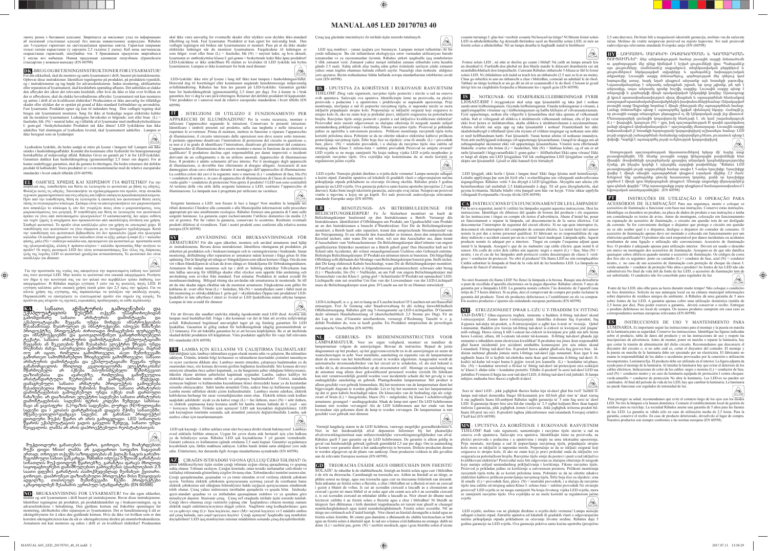лямпу разам з бытавымі адходамі. Звярніцеся да мясцовых улад па інфармацыю аб належнай утылізацыі адходаў без шкоды навакольнаму асяроддзю. Rabalux дае 5-гадовую гарантыю на светлодыёдныя крыніцы святла. Гарантыя пакрывае толькі хатняе карыстанне (у сярэднім 2,5 гадзіны ў дзень). Калі ласка, захоўвайце скарыстаная гарантыйны, захоўвайце чэк. З бракаваным прадуктам звяртайцеся ў месца яго набыцця. Наша прадукцыя адпавядае патрабаваннем еўрапейскіх стандартаў у вонкавым выпадку (EN 60598)

**DK** - BRUG OG BETJENINGSINSTRUKTIONER FOR LYSARMATUR!

For din sikkerhed, skal du montere og sætte lysarmaturet i drift, baseret på instruktionerne. Opbevar disse instruktioner. Identificer tegningerne på produktet, på produktets typeskilt, og i instruktionerne og tag højde for advarselsteksterne. Inden montering, identificer tegnene på alle kabelledere, skal kredsløbets spænding afbrydes. Det anbefales at slukke den afbryder der leder det relevante kredsløb, eller hvis du ikke er klar over hvilken en der er afbryderen, skal du slukke hovedmålerens afbryder. Lysarmaturet må kun monteres og sættes i drift af en kvalificeret elektriker! Producenten er ikke ansvarlig for tilfældige skader eller ulykker der er opstået på grund af ikke-standard forbindelse og anvendelse. Fast lysarmatur. Produktet er egnet og kun til indendørs brug. Den vedlagte tegning skal bruges når lysarmaturet monteres. Sørg for ikke at beskadige nogen elektriske kabler når du monterer lysarmaturet. Ledningens farvekoder er følgende: sort eller brun (L) = faseleder, blå (N) = neutral leder, og i tilfælde af et lysarmatur med stødbeskyttelsesklasse I: grøn-gul =beskyttelsesleder Produktet må ikke åbnes! LED lyskilderne kan ikke udskiftes Ved slutningen af lysdiodens levetid, skal lysarmaturet udskiftes . Lampen er ikke beregnet som en lysdæmper

Lysdiodens lyskilde, du bedes undgå at stirre på lysene i længere tid! Lampen må ikke smides i husholdningsaffalder. Kontakt din kommune eller bystyrelse for hensigtsmæssigt bortskaffelse af miljøvenligt affald. Rabalux Giver en garanti på 5 år for LED-lyskilder. Garantien dækker kun husholdningsbrug (gennemsnitligt 2,5 timer om dagen). For at kunne indrybygge garantien, skal du gemme kvitteringen. Du bedes returnere det defekte produkt til købsstedet. Vores produkter er i overensstemmelse med de relevante europæiske standarder i hvert enkelt tilfælde (EN 60598)

**EL** - ΟΔΗΓΙΕΣ ΧΡΗΣΗΣ ΚΑΙ ΧΕΙΡΙΣΜΟΥ ΓΙΑ ΦΩΤΙΣΤΙΚΟ! Για την ασφάλειά σας, τοποθετήστε και θέστε σε λειτουργία το φωτιστικό με βάση τις οδηγίες. Φυλάξτε αυτές τις οδηγίες. Τοποθετήστε τα σχεδιαγράμματα στο προϊόν, στην πινακίδα τεχνικών χαρακτηριστικών και στις οδηγίες και λάβετε υπόψη τα προειδοποιητικά κείμενα. Πριν από την τοποθέτηση, θέστε το κύκλωμα ή επιπλοκή του φωτιστικού θέστε εκτός τάσης το συγκεκριμένο κύκλωμα. Σκόπιμο είναι να απενεργοποιήσετε τον μικροαυτόματο που ασφαλίζει το κύκλωμα ή, εάν δεν γνωρίζετε ποιος είναι ο μικροαυτόματος, τους μικροαυτόματους του μετρητή. Η τοποθέτηση και η θέση σε λειτουργία του φωτιστικού πρέπει να γίνει από πιστοποιημένο ηλεκτρολόγο! Ο κατασκευαστής δεν φέρει ευθύνη για τυχόν ζημιές ή ατυχήματα που προκλήθηκαν από ακατάλληλη σύνδεση και χρήση. Σταθερό φωτιστικό. Το προϊόν είναι κατάλληλο μόνο για χρήση σε εσωτερικό χώρο. Η τοποθέτηση του φωτιστικού να γίνει σύμφωνα με το συνημμένο σχεδιάγραμμα. Κατά την τοποθέτηση του φωτιστικού βεβαιωθείτε ότι δεν προκαλείτε ζημιά στα ηλεκτρικά καλώδια. Οι καλωδιοί χρωμάτων των καλωδίων είναι οι εξής: μαύρο ή καφέ (L) = καλώδιο φάσης, μπλε (N) = ουδέτερο καλώδιο και, προκειμένου για φωτιστικά με προστασία κατά της ηλεκτροπληξίας, κλάσης I: πράσινο-κίτρινο = καλώδιο προστασίας Μην ανοίγετε το προϊόν! Οι πηγές φωτισμού LED δεν είναι αντικαταστάσιμες. Στο τέλος της διάρκειας ζωής της λυχνίας LED το φωτιστικό χρειάζεται αντικατάσταση. Το φωτιστικό δεν είναι κατάλληλο για dimmer.

Για την προστασία της υγείας σας αποφεύγετε την παρατεταμένη έκθεση των ματιών σας στον φωτισμό LED. Μην πετάτε το φωτιστικό στα οικιακά απορρίμματα. Ρωτήστε τον δήμο ή την κοινότητά σας για τον φιλικό στο περιβάλλον τρόπο διάθεσης των απορριμμάτων. Η Rabalux παρέχει εγγύηση 5 ετών για τις φωτεινές πηγές LED. Η εγγύηση καλύπτει μόνο οικιακή χρήση (κατά μέσο όρο 2,5 ώρες την ημέρα). Για να κάνετε χρήση της εγγύησης, σας παρακαλούμε να φυλάξετε την απόδειξη αγοράς. Παρακαλείσθε να επιστρέψετε το ελαττωματικό προϊόν στο σημείο της αγοράς. Τα προϊόντα μας πληρούν τις σχετικές ευρωπαϊκές προδιαγραφές σε κάθε περίπτωση (EN 60598)

**KA** - სანათი არმატურის გამოყენების და ექსპლუატაციის წესები.

ჩემოდანი ბრძანებით რომ არ დაიღუპოს მოვაკონკრეტოთ, მასტიტი ის ქათმი, ბრძანებინა მონაცემთამოგებული სანათი...

**NO** - BRUKSANVISNING FOR LYSARMATUR! For din egen sikkerhet, monter og sett lysarmaturen i drift basert på instruksjonene. Bevar disse instruksjonene. Identifiser tegningene på produktet, på produktetiketten og i bruksanvisningen, og ta advarselstekstene i betraktning. Den gjeldende kretsen må frakobles spenningen før montering, idriftsettelse eller reparasjon av lysarmaturen. Det er hensiktsmessig å slå av sikringsbryteren for å sikre den gjeldende kretsen. Hvis du ikke vet hvilken som er den korrekte sikringsbryteren kan du slå av sikringsbryterne direkte på strømforbruksmåleren. Armaturen må kun monteres og settes i drift av en kvalifisert elektriker! Produsenten

skal ikke være ansvarlig for eventuelle skader eller ulykker som skyldes ikke-standard tilkobling og bruk. Fast lysarmatur. Produktet er kun egnet for innvendig bruk. Den vedlagte tegningen må brukes når lysarmaturene er montert. Pass på at du ikke skader elektriske ledninger når du monterer lysarmaturen. Fargekodene til ledningen er som følger: svart eller brun (L) = faseleder, blå (N) = nøytral leder, og hvis aktuelt, lysarmatur av støtbeskyttelse klasse I: gul-grønn = beskyttende leder Ikke åpne produktet! LED-lyskildene er ikke utskiftbare På slutten av levetiden til LED lyskilde må hele lysarmaturen. Lampen er ikke konstruert for bruk med dimmer

LED-lyskilde: ikke stirr på lysene i lang tid! Ikke kast lampen i husholdningsavfallet. Henvend deg til borettslaget eller kommunen angående hensiktsmessige miljøvennlig avfallshåndtering. Rabalux har fem års garanti på LED-lyskilder. Garantien gjelder bare for husholdningsbruk (gjennomsnittlig 2,5 timer per dag). For å kunne ta i bruk garantien, ber vi deg ta vare på kvitteringen. Returner det defekte produktet til kjøpestedet. Våre produkter er i samsvar med de relative europeiske standardene i hvert tilfelle (EN 60598)

**IT** - ISTRUZIONI DI UTILIZZO E FUNZIONAMENTO PER APPARECCHI DI ILLUMINAZIONE! Per la vostra sicurezza, montare e utilizzare l'apparecchio seguendo le istruzioni. Conservare le presenti istruzioni. Identificare i simboli presenti sul prodotto, sulla sua targhetta e nelle istruzioni e rispettare le avvertenze. Prima di montare, mettere in funzione o riparare l'apparecchio di illuminazione, è circuito interessato dalle operazioni non deve essere sotto tensione. È pertanto opportuno disattivare l'interruttore di protezione del circuito in questione o, se non si è in grado di identificare l'interruttore, disattivare gli interruttori del contatore. L'apparecchio di illuminazione deve essere montato e messo in funzione da un elettricista qualificato! Il produttore declina ogni responsabilità per danni impreviste o incidenti derivanti da un collegamento e da un utilizzo anomali. Apparecchio di illuminazione fisso. Il prodotto è adatto solamente all'uso interno. Per il montaggio degli apparecchi di illuminazione, si dovrebbe fare riferimento al disegno allegato. Assicurarsi di non danneggiare alcun cavo elettrico durante il montaggio dell'apparecchio di illuminazione. La codifica colori dei cavi è la seguente: nero o marrone (L) = conduttore di fase, blu (N) = conduttore di neutro e, in caso di apparecchio di illuminazione di Classe di isolamento I verde-giallo = conduttore di protezione Non aprire il prodotto! I LED non sono sostituibili Al termine della vita utile della sorgente luminosa a LED, sostituire l'apparecchio di illuminazione. La lampada non è progettata per utilizzare un variatore

Sorgente luminosa a LED: non fissare le luci a lungo! Non smaltire la lampada nei rifiuti domestici Chiedere alla comunità o alla Municipalità informazioni sulle procedure appropriate per uno smaltimento ecologico. Rabalux fornisce una garanzia di 5 anni sulle sorgenti luminose. La garanzia copre esclusivamente l'utilizzo domestico (in media 2,5 ore al giorno). Per far valere la garanzia, conservare lo scontrino. Restituire eventuali prodotti difettosi al rivenditore. Tutti i nostri prodotti sono conformi alla relativa norma europea (EN 60598)

**SV** - ANVÄNDNING OCH BRUKSANVISNINGAR FÖR ARMATUREN! För din egen säkerhet, montera och använd armaturen med hjälp av instruktionerna. Bevara dessa instruktioner. Identifiera ritningarna på produkten, på etiketten på produkten och i bruksanvisningen och ta varningstexterna i beaktande. Innan montering, driftsättning eller reparation av armaturen måste kretsen i fråga göras fri från spänning. Det är lämpligt att stänga av frånskiljaren för att säkra kretsen i fråga. Om du inte vet vilken frånskiljaren är kan du även stänga av frånskiljarna för elförbrukningsmätaren. Armaturen får endast monteras och tas i drift av behörig elektriker Tillverkaren kan inte hållas ansvarig för tillfälliga skador eller olyckor som uppstår från anslutning och användning som avviker från standard. Fast armatur. Produkten är endast avsedd för inomhusanvändning. Bifogad ritning ska användas när armaturerna är monterade. Se till att du inte skadar några elkablar när du monterar armaturen. Färgkoderna som gäller för kablarna är: svart eller brun (L) = faseldare, blå (N) = neutralledare samt i fallet med en lätt montering av stötskyddsklass I: grön-gul = skyddsledare Öppna inte produkten! LED-ljuskällor är inte utbytbara I slutet av livstid av LED ljuskällorna måste utbytas lampan. Lampan är inte avsedd för dimmer

För att förvara din sundhet undvika stirrande på ljuset! Kasta inte lampan med hushållsavfall. Fråga i din kommun var det är bäst att avyttra miljövänligt avfall. Rabaluxmed begränsad ansvarighet tager på sig femårig garanti för LED ljuskällan. Garantin är giltig endast för bolhushållningsbruk (dagligt genomsnittlemkt av 2,5 timmars). För att behålla garantin ber vi att bevara köpbiljetten. Be er att återlämna de(kaka) defekt produkten till köpplatsen. Våra produkter uppfyller för varje fall relevanta EU-standarder (EN 60598)

**TR** - LAMBA İÇİN KULLANIM VE ÇALIŞTIRMA TALİMATLARI! Güvenliğiniz için, lambayı talimatlara uygun olarak monte edin ve çalıştırın. Bu talimatları saklayın. Ürünün, ürünün bilgi levhasının ve talimatların üzerindeki çizimleri tanımlayın ve uyarı yazılarını dikkate alın. Lambayı monte etmeden, çalışmaya başlatmadan ya da onarmadan önce, söz konusu devrenin gerilim bağlantısı kesilmelidir. Söz konusu devreyi emniyete almadan önce şalteri kapatmak, ya da hangisinin şalter olduğunu bilmiyorsanız, tüketim ölçme aletinin şalterlerini kapatmak uygundur. Lamba, sadece kalifiye bir elektrikçi tarafından monte edilmeli ve çalışmaya başlatılmalıdır! Üretici, standarda uymayan bağlantı ve kullanımından kaynaklanan ikinci derecedeki hasar ya da kazalardan sorumlu olmayacaktır. Sabit lamba armatürü Ürün, sadece bina içi kullanıma uygundur. Lambayı monte ederken ekteki çizim kullanılmalıdır. Lambayı monte ederken, elektrik kablolarına herhangi bir zarar vermediğinizden emin olun. Kablolar için renk kodları aşağıdaki şekildedir: siyah ya da kahve rengi (L) = faz iletkeni, mavi (N) = nötr iletken, ve elektrik çarpmasına karşı koruma sınıfı bir lamba olması halinde de 1: yeşil - sarı = koruyucu iletken. Ürünün içini açmayın! LED ışık kaynakları değiştirilemez. LED ışık kaynağının ömrünün sonunda, ışık armatürü yenisiyle değiştirilmelidir. Lamba, ışık azaltıcı cihaz için tasarlanmamıştır.

LED ışık kaynağı - Lütfen ışıklara uzun süre boyunca direkt olarak bakmayınız! Lambayı evsel atıklarla birlikte atmayın. Uygun bir çevre dostu atık bertarafı için yöre halkına ya da belediyeye sorun. Rabalux, LED ışık kaynaklarına 5 yıl garanti vermektedir. Garanti yalnızca ev kullanımını (günde ortalama 2,5 saat) kapsar. Garantiyi uygulamaya koyabilmek için, lütfen makbuzu saklayın. Lütfen hatalı ürünü satın aldığınız yere iade edin. Ürünlerimiz, her durumda ilgili Avrupa standartlarına uymaktadır (EN 60598)

**AZ** - ÇIRAĞIN İSTİFADƏSİ VƏ ONA QULLUQ ÜZRƏ TƏLİMAT! Öz şəxsi təhlükəsizliyiniz üçün sizdən çırağı təlimata uyğun olaraq quraşdırmaq və qoşmaq xahiş olunur. Təlimatı saxlayın. Çırağın üzərində, onun texniki məlumatlar cədvəlində və istifadə təlimatında göstərilmiş işarələrə diqqət edin və xəbərdarlıq yazılarını nəzərə alın...

# MANUAL A05 LED 20170703 40

Çırağ işığ gücünün tənzimlayici ilə istifadə üçün nəzərdə tutulmayıb.

LED işığ mənbəyi - yanan işıqlara çox baxmayın. Lampanı məişət tullantıları ilə bir yerdə tullamayın. Bu cür tullantıların ekologiyaya zərər vurmadan utilizasiyası barədə icmanızdan və ya rayonunuzdan öyrənin. Rabalux şirkəti işıqdiodlu işığ mənbələrinə 5 illik zəmanət verir. Zəmanət yalnız məişət istifadəsi zamanı etibarlıdır (orta hesabla gündə 2,5 saat). Xahiş edirik alışı təsdiq edən qəbzi özünüzdə saxlayın çünki zəmanət yalnız onun təqdim olunması halında etibarlı sayılır. Nasazlığı olan məhsulu aldığınız yerə qaytarın. Bizim məhsullarımız bütün hallarda avropa standartlarının tələblərinə cavab verir (EN 60598)

**BS** - UPUTSTVA ZA KORIŠTENJE I RUKOVANJE RASVJETNIM TIJELOM! Zbog vaše sigurnosti, rasvjetno tijelo postavite i stavite u rad na osnovu ovih uputstava. Sačuvajte ova uputstva. Identifikujte crteže na proizvodu, na pločici proizvoda s podacima i u uputstvima i pridržavajte se napisanih upozorenja. Prije montiranja, stavljanja u rad ili popravke rasvjetnog tijela, iz napona trebate isključiti predmetni strujni krug. Preporučuje se isključiti osigurač koji osigurava to strujno kolo ili, ako ne znate koji je prekidač osigurač, isključiti osigurače na potrošačkom brojilu. Rasvjetno tijelo smije postaviti i pustiti u rad isključivo kvalifikovani električar! Proizvođač neće snositi odgovornost za slučajna oštećenja ili nezgode nastale usljed nestandardnog priključivanja i korištenja. Fiksno rasvjetno tijelo. Proizvod je pogodan jedino za upotrebu u zatvorenom prostoru. Prilikom montiranja rasvjetnih tijela treba koristiti priloženu skicu. Pobrinite se da ne oštetite nikakve električne kablove prilikom postavljanja rasvjetnog tijela. Šifre boja žica su sljedeće: crna ili smeđa (L) = provodnik faze, plava (N) = neutralni provodnik, i u slučaju da rasvjetno tijelo ima zaštitu od strujnog udara klase I: zeleno-žuta = zaštitni provodnik Proizvod ne smijete otvarati! LED svjetla se ne mogu zamijeniti Na kraju radnog vijeka LED svjetla neophodno je zamijeniti rasvjetno tijelo. Ova svjetiljka nije konstruisana da se može koristiti sa regulatorom jačine svjetla

LED svjetlo. Nemojte gledati direktno u svjetla duže vremena! Lampu nemojte odlagati u kućni otpad. Zatražite uputstva od lokalnih ili gradskih vlasti o odgovarajućem načinu prikupljanja otpada prikladnom za očuvanje životnog okoliša. Rabalux pruža 5 godina garancije na LED svjetla. Ova garancija pokriva samo kućnu upotrebu (prosječno 2,5 sata dnevno). Kako biste mogli iskoristiti garanciju, sačuvajte vaš račun. Neispravan proizvod vratite u trgovinu u kojoj ste ga kupili. Svi naši proizvodi zadovoljavaju relevantne standarde Europske unije (EN 60598)

**LB** - BENOTZUNGS- AN BETRIIBSULEEDUNGE FIR BELIUCHTUNGSKÉIERPER! Fir Är Sécherheet montéiert an hoolt de Beliuchtungskéierper baséierend op den Instruktiounen a Betrib. Versuergt dës Instruktiounen. Identifizéiert d'Ofbildungen um Produit, um Typbeschëld vum Produit an an den Instruktiounen a beuecht d'Warnhiwäiser. Éier Dir de Beliuchtungskéierper montéiert, a Betrib huelt oder reparéiert, trennt den entspriechenden Stroumkrees sal vun der Netzspannung. Et ass ubruecht den Ausschalter ze trennen, deen den entspriechende Kreesaf séchert, oder wann Dir net wësst, wéi een den Ausschalter ass, dann trennt d'Ausschalteren vum Verbrauchsmesser. De Beliuchtungskéierper dierf nëmme vun engem qualifizéierten Elektriker montéiert an a Betrib geholl ginn! Den Hiersteller hält net fir Schied oder Accidenter, déi wéinst onsachgemäss Uschloss oder Gebrauch entstinn. Befestegte Beliuchtungskéierper. D'Produkt ass nëmmen intern ze benotzen. Déi bigefügt Offbildung soll dierfänts der Montage vum Beliuchtungskéierper benotzt ginn. Stellt sécher, datt Dir keng elektresch Kabele beschiedegt, wann Dir de Beliuchtungskéierper montéiert. D'Faarfcodë vun den Kabele si folgendermoosse gekennzeechent: schwaarz oder brong (L) = Phaseleeder, blo (N) = Nullleeder, an am Fall vun engem Beliuchtungskéierper mat Stroumschutz vun der Klass I: gréng-giel = Schutzleeder D'Produkt net opmaachen! LED-Liichtquelle sinn net ersetzbar Um Enn vun der Liewensdauer vun der LED-Liichtquell muss de Beliuchtungskéierper ersat ginn. D'Luucht ass net fir en Dimmer entwéckelt

LED-Liichtquell, w. e. g. net ze laang an d'Luuchte kucken! D'Luuchten net am Hausoffall entsuergen. Frot Är Gemeng oder Staadtverwaltung fir déi richteg ëmweltfrëndlech Offallentsuergung. Rabalux gëtt eng 5-Joresgarantie op LED-Liichtquellen. D'Garantie deckt nëmmen Haushaltsnotzung of (duerchschnëttlech 2,5 Stonne pro Dag). Fir an der Lag ze sinn, d'Garantie anzefuerderen, versuergt d'Rechnung. Tauscht w. e. g. defekt Produkter do, wou se kaaft gouf. Eis Produkter entspriechen de jeeweilegen europäesche Virschrëften (EN 60598)

**NL** - GEBRUIKS- EN BEDIENINGSINSTRUCTIES VOOR LAMPARMATUUR. Voor uw eigen veiligheid, monteer en installeer de lamparmatuur volgens de aanwijzingen. Bewaar de instructies. Bepaal de juiste diagrammen op het product, op het gegevensoverzicht en in de aanwijzingen en neem de waarschuwingen in acht. Voor installatie, aansluiting en reparatie van de lamparmatuur dient de stroom van het betreffende circuit te worden afgesloten. Aangeraden wordt de automatische stroomonderbreker van het circuit uit te schakelen, of, als niet bekend is welke dit is, de stroomonderbreker op de stroommeter zelf. Montage en aansluiting van de armatuur mag alleen door gekwalificeerd personeel worden verricht De fabrikant kan niet verantwoordelijk gesteld worden voor incidentele schade die het gevolg is van ondeugdelijke aansluiting en gebruik. Plaatsgebonden lamparmatuur. Het product is alleen geschikt voor gebruik binnenshuis. Bij het monteren van de lamparmatuur dient het bijgevoegde diagram te worden gebruikt. Let er bij het monteren van het lamparmatuur op dat er geen kabels beschadigd raken. De kleurcodes van de bedrading zijn als volgt: zwart of bruin (L) = fasegeleider, blauw (N) = nulgeleider, bij klasse I schokbeveiligde armaturen: groengeel = aardingsgeleider. Maak de lamp niet open! De LED lichtbronnen kunnen niet worden vervangen! Als de LED lichtbronnen aan het einde van hun levensduur zijn gekomen dient de lamp te worden vervangen. De lamparmatuur is niet geschikt voor gebruik met dimmer.

Vermijd langdurig staren in de LED lichtbron, vanwege mogelijke gezondheidsrisico's. Niet in het huishoudelijk afval deponeren Informeer bij het plaatselijke afvalverwerkingsinstituut naar milieuvriendelijke verwerkingsmogelijkheden van afval. Rabalux geeft 5 jaar garantie op de LED lichtbronnen. De garantie is alleen geldig en geval van huishoudelijk gebruik (gebruik gemiddeld 2,5 uur per dag). Om in aanmerking te komen voor garantie dient u het aankoopbewijs te bewaren. Defecte producten dienen te worden afgegeven op de plaats van aankoop. Onze producten voldoen in alle gevallen aan de relevante Europese normen (EN 60598)

**GD** - TREORACHA ÚSÁIDE AGUS OIBRIÚCHÁIN DON FHEISTIÚ SOLAIS! Ar mhaithe le do shábháilteacht, feistigh an feistiú solais agus cuir i bhfeidhm é de réir na dtreoracha. Caomhnaigh na treoracha seo. Aithin na léaráidí ar an táirge, ar phláta sonraí na táirge, agus sna treoracha agus cuir na téacsanna foláirimh san áireamh. Sula ndéantar an feistiú solais a fheistiú, a chur i bhfeidhm nó a dheisiú ní mór an ciorcad i gceist a bhaint de voltas. Is cuí an scoradán ciorcad a lascadh as a chosnaíonn an ciorcad i gceist nó mura bhfuil sé ar eolas agat cén ceann acu arb é an scoradán ciorcad é, is cuí scoradán ciorcaid an mhéadair ídithe a lascadh as. Níor cheart don fheiste ach leictreoir cáilithe é an feistiú solais a fheistiú agus a chur i bhfeidhm! Ní bheidh an táirgeoir faoi dhliteanas i leith damáistí teagmhasacha nó tionóiscí mar gheall ar cheangal neamhchaighdeánach agus úsáid neamhchaighdeánach. Feistiú solais socraithe. Níl an táirge seo oiriúnach ach d'úsáid laistigh. Nior cheart an léaráid cheangailte a úsáid agus na feistiú solais á bhfeistiú. Bí cinnte gan damáiste a dhéanamh do chábla leictreachais ar bith agus an feistiú solais á fheistiú agat. Is iad seo a leanas cód dathanna na sreanga: dubh nó donn (L) = seoltóir pas, gorm (N) = seoltóir neodrach, agus i gcas feistithe solais d'aicme

cosanta turrainge I: glas-buí =seoltóir cosanta Ná hoscail na táirge! Ní bhíonn foinsí solais LED in-athsholáthraithe Ag deireadh fhréimhse saoil an fheistithe solais LED, ní mór an feistiú solais a athsholáthar. Níl an lampa deartha le haghaidh úsáid le hlisitheoir

Foinse solais LED , ná stán ar shoilse go ceann i bhfad! Ná caith an lampa amach leis an dramhaíl tí. Fiafraidh don phobal nó don bhaile maidir le diúscairt dramhaíola cuí atá neamhdhíobhálach don timpeallacht. Cuireann Rabalux ráthaíocht 5-bliana ar fáil le foinsí solais LED. Ní chlúdaíonn an ráthaíocht ach úsáid tí (meán 2,5 uair sa lá ar an meán). Chun go mbeifeá in ann an ráthaíocht a chur i bhfeidhm, coimeád an admháil le do thoil. Tabhair an táirge lochtach ar ais go dtí an áit ar ceannaíodh é le do thoil. Cloíonn ár gcuid táirgí leis na caighdeáin Eorpacha a bhaineann leo i ngach cás (EN 60598)

**HY** - ԼՈՒՍԱՏՈՒ ՍԱՐՔԻ ՕԳՏԱԳՈՐԾՄԱՆ և ՇԱՀԱԳՈՐԾՄԱՆ ՀՐԱՀԱՆԳՆԵՐ:

**IS** - NOTKUNAR- OG STARFRÆKSLULEIÐBEININGAR FYRIR LJÓSASTÆÐI! Í öryggisskyni skal setja upp ljósastæðið og taka það í notkun samkvæmt leiðbeiningunum. Geymdu leiðbeiningarnar. Finndu teikningarnar á vörunni, á upplýsingaplötu vörunnar og í leiðbeiningunum og hafðu hliðsjón af viðvörunartextunum. Fyrir uppsetningu, notkun eða viðgerð/er á ljósastæðinu skal taka spennu af viðkomandi rafrás. Það er viðeigandi að slökkva á útsláttarrofanum sem er á viðkomandi rafrás, eða ef þú veist ekki hver þeirra er útsláttarrofinn, skaltu slökkva á útsláttarrofanum á neyslumælinum. Aðeins rafvirki má setja upp og taka ljósastæði í notkun! Framleiðandi ber ekki skaðabótaábyrgð á tilfallandi tjóni eða slysum af völdum tengingar og notkunar sem ekki er með hefðbundnum hætti. Fast ljósastæði. Varan hentar aðeins til notkunar innandyra. Nota ætti meðfylgjandi teikningu við uppsetningu ljósastæðanna. Gangið úr skugga um að rafmagnskaplar skemmist ekki við uppsetningu ljósastæðisins. Litamerki vír: svartur eða brúnn (L) = fasaleiðari, blár (N) = hlutlaus leiðari, og ef um er að ræða ljósastæði í höggvarnarflokki I: græn-gulur = hlífðarleiðari Ekki opna vöruna! Ekki er hægt að skipta um LED ljósgjafa! Við lok endingartíma LED ljósgjafans verður að skipta um ljósastæðið. Ljósið er ekki hannað fyrir birtudeyfi

LED ljósgjafi, ekki horfa í ljósin í langan tíma! Ekki farga ljósinu með heimilissorpi. Leitaðu upplýsinga hjá sem þú býrð eða í sveitarfélaginu um viðeigandi umhverfisvæna úrgangsförgun. Rabalux veitir 5 ára ábyrgð á LED ljósgjöfum. Ábyrgðin nær aðeins yfir heimilisnotkun (að meðaltali 2,5 klukkustundir á dag). Til að gera ábyrgðarkröfu, skal geyma kvittunina. Skilaðu biluðu vöru þangað sem hún var keypt. Vörur okkar uppfylla viðeigandi Evrópustaðla í hverju tilviki (EN 60598)

**CA** - INSTRUCCIONS D'ÚS I FUNCIONAMENT DE LES LÀMPADES! Per la seva seguretat, instal·li i utilitzi les làmpades seguint aquestes instruccions. Desi les instruccions. Identifiqui els dibuixos del quadre de botons del producte i els esquemes de les instruccions i tingui en compte els textos d'advertència. Abans d'instal·lar, posar en funcionament o reparar la làmpada, cal desconnectar-la de la xarxa elèctrica. Cal desconnectar l'interruptor de seguretat del circuit elèctric. Si no sap quin interruptor és, desconnecti els interruptors del comptador de consum elèctric. La instal·lació del sensor només la pot dur a terme personal qualificat. El fabricant no es responsabilitza de cap dany indirecte o accident causat per un ús o instal·lació inadequat. Làmpada aplic. Aquest producte només és adequat per a interiors. Tingui en compte l'esquema adjunt quan instal·li la làmpada. Asseguri's que de no malmetre cap cable elèctric quan instal·li el sensor. Els codis de color dels cables són aquests: negre o marró (L) = fase, blau (N) = neutre, i en el cas de les làmpades amb protecció contra descàrregues de classe I: verd-groc = conductor de protecció. No obri el producte! Els llums LED no són reemplaçables Caldrà substituir la làmpada al final de la vida útil de les bombetes LED. La làmpada no disposa de funció d'atenuació

No miri fixament els llums LED! No llenci la làmpada a la brossa. Busqui una deixalleria o punt de recollida d'aparells electrònics on la pugui dipositar. Rabalux ofereix 5 anys de garantia per a làmpades LED. La garantia només cobreix l'ús domèstic de l'aparell (una mitja de 2,5 hores diàries). Si us plau, desi el comprovant de compra per poder reclamar la garantia del producte. Torni els productes defectuosos a l'establiment on els va comprar. Els nostres productes s'ajusten als estàndards europeus pertinents (EN 60598)

**MT** - STRUZZJONIJIET DWAR L-UŻU U T-THADDIM TA' FITTING TAD-DAWL! Għas-sigurezza tiegħek, immonta u ħaddem il-fitting tad-dawl skond l-istruzzjonijiet. Żomm dawn l-istruzzjonijiet. Identifika d-disinni fuq il-prodott, fuq il-pjanċa tad-dejta tal-prodott, u fl-istruzzjonijiet u agħti kas it-testi ta' twissija. Qabel l-immuntar, ħaddim jew tiswija tal-fitting tad-dawl iċ-ċirkwit in kwistjoni għandu jiġi mitfi-vultaġġ. Huwa xieraq li titfi l-circuit breaker taċ-ċirkwit in kwistjoni jew jekk ma tafx liema huwa l-cutout, allura, itfi l-cutouts tal-miter tal-konsum. Il-fitting tad-dawl għandu jiġi mmuntat u mħaddem minn elettriċista kkwalifikat! Il-produttur ma jistax jkun responsabbli għal ħsarat inċidentali jew aċċidenti minħabba konnessjoni jew użu mhux skond l-istandard. Fitting tad-dawl fiss. Il-prodott huwa adattat għall-użu fuq ġewwa biss. Id-disinn mehmuż għandu jintuża meta l-fittings tad-dawl jiġu mmuntati. Kun żgur li ma tagħmelx ħsara lil xi kejbils tal-elettriku meta tkun qed timmunta il-fitting tad-dawl. Il-kodiċi tal-kulur tal-wajer huma li ġejjin: iswed jew kannella (L) = konduttur tal-fażi, blu (N) = konduttur newtrali u fil-każ ta' fitting tad-dawl tal-protezzjoni mix-xokkijiet ta' klassi I: aħdar-isfar = konduttur protettiv Tiftaħx il-prodott! Is-sorsi tad-dawl LED ma jistgħux jiġu sostitwiti. Fl-aħħar taż-żmien tal-ħajja tas-sorsi tad-dawl LED, il-fitting tad-dawl irid jinbidel. Il-lampa mhijiex mahsuba biex tbaxxi u tgholli d-dawl.

Sors ta' dawl LED – jekk jogħġbok tħarisx ħafna lejn id-dawl għal ħin twil! Tarmix il-lampa mal-iskart domestiku Staqsi lill-komunità jew lill-belt għal rimi ta' skart xieraq li ma jagħmilx ħsara lill-ambjent Rabalux tagħti garanzija ta' 5 snin fuq sorsi ta' dawl LED. Il-garanzija tkopri biss l-użu fid-dar (medja ta' 2,5 sigħat kuljum) Biex tkun tapplika għal kunsiderazzjoni ta' garanzija, jekk jogħġbok żomm l-irċevuta. Jekk jogħġbok irritorna l-prodott difettuż fil-post tax-xiri. Il-prodotti tagħna jikkonformaw mal-istandards Ewropej relattivi f'kull każ (EN 60598)

**MN** - UPUTSTVA ZA KORIŠĆENJE I RUKOVANJE RASVJETNIM TIJELOM! Radi vaše sigurnosti, namontirajte i rasvjetno tijelo stavite u rad na osnovu ovih uputstava. Sačuvajte ova uputstva. Identifikujte šeme na proizvodu, na pločici proizvoda s podacima i u uputstvima i imajte na umu tekstualna upozorenja. Prije montaže, stavljanja u rad ili popravljanja rasvjetnog tijela, prepadajuće strujno kolo mora se isključiti iz naponske mreže. Preporučuje se da se isključi osigurač koji osigurava to strujno kolo, ili ako ne znate koji je pravi prekidač onda da isključite sve osigurače na potrošačkom brojilu. Rasvjetno tijelo smije da postavi i pusti u rad isključivo kvalifikovani električar! Proizvođač neće biti odgovoran za slučajna oštećenja ili nezgode koje nastaju usljed nestandardnog priključivanja i korištenja. Fiksno rasvjetno tijelo. Proizvod je pogodan jedino za korišćenje u zatvorenom prostoru. Prilikom montiranja rasvjetnih tijela treba da se koristi priložena šema. Pobrinite se da ne oštetite nikakve električne kablove prilikom postavljanja rasvjetnog tijela. Šifre boja žica su sljedeće: crna ili smeđa (L) = provodnik faze, plava (N) = neutralni provodnik, i u slučaju da rasvjetno tijelo ima zaštitu od strujnog udara klase I: zeleno-žuta = zaštitni provodnik Ne otvarajte proizvod! LED svjetla se ne mogu zamijeniti Na kraju životnog vijeka LED svjetla, mora se zamijeniti rasvjetno tijelo. Ova svjetiljka se ne može koristiti sa regulatorom jačine svjetla

LED svjetlo, molimo vas ne gledajte direktno u svjetla duže vremena! Lampu nemojte odlagati u kućni otpad. Zatražite uputstva od lokalnih ili gradskih vlasti o odgovarajućem načinu prikupljanja otpada prikladnom za očuvanje životne sredine. Rabalux daje 5 godina garancije na LED svjetla. Ova garancija pokriva samo kućnu upotrebu (prosječno 2,5 sata dnevno). Da biste bili u mogućnosti iskoristiti garanciju, molimo vas da sačuvate račun. Molimo da vratite neispravan proizvod na mjesto kupovine. Svi naši proizvodi zadovoljavaju relevantne standarde Evropske unije (EN 60598)

**PT** - INSTRUÇÕES DE UTILIZAÇÃO E OPERAÇÃO PARA ACESSÓRIOS DE ILUMINAÇÃO! Para sua segurança, monte e coloque os acessórios de iluminação a funcionar com base nas instruções. Conserve estas instruções. Identifique os desenhos no produto, na placa de dados do produto e nas instruções e tenha em consideração os textos de aviso. Antes da montagem, colocação em funcionamento ou reparação do acessório de iluminação, o circuito em questão tem de ser desligado da corrente. Se for conveniente desligar o disjuntor que protege o circuito em questão ou se não souber qual é o disjuntor, desligue o disjuntor do contador de consumo. O acessório de iluminação apenas deve ser montado e colocado em funcionamento por um eletricista qualificado! O produtor não será responsável por danos incidentais ou acidentes resultantes de uma ligação e utilização não convencionais. Acessório de iluminação fixo. O produto é adequado apenas para utilização interior. Deverá ser usado o desenho em anexo na montagem dos acessórios de iluminação. Assegure-se de que não danifica quaisquer cabos elétricos quando montar o acessório de iluminação. Os códigos de cores dos fios são os seguintes: preto ou castanho (L) = condutor de fase, azul (N) = condutor neutro, e no caso de um acessório de iluminação com proteção de choque de classe I: verde-amarelo = condutor de proteção Não abra o produto! As fontes de luz LED não são substituíveis No final da vida útil da fonte de luz LED, o acessório de iluminação tem de ser substituído. O candeeiro não foi concebido para regulador de luz

Fonte de luz LED, não olhe para as luzes durante muito tempo! Não coloque o candeeiro no lixo doméstico. Solicite na sua autarquia local ou na câmara municipal informações sobre depósitos de resíduos amigos do ambiente. A Rabalux dá uma garantia de 5 anos sobre fontes de luz LED. A garantia apenas cobre uma utilização doméstica (média de 2,5 horas por dia). Para poder exercer a garantia, deverá conservar o recibo. Entregue o produto defeituoso no local de compra. Os nossos produtos cumprem em cada caso as correspondentes normas europeias relevantes (EN 60598)

**ES** - INSTRUCCIONES DE USO Y MANTENIMIENTO PARA LUMINARIA. Es importante seguir las instrucciones para el montaje y la puesta en marcha de la luminaria para su seguridad. Conserve las instrucciones. Identifique las figuras indicadas sobre el producto, tabla de datos del producto y en las instrucciones de uso y respete las inscripciones de advertencia. Antes de montar, poner en marcha o reparar la luminaria, hay que cortar la tensión de alimentación del circuito eléctrico. Recomendamos que desconecte el disyuntor del circuito o, si no sabe cuál es, corte el disyuntor del contador. El montaje y la puesta en marcha de la luminaria debe ser ejecutado por un electricista. El fabricante no asume la responsabilidad de los daños o accidentes provocados por la conexión o utilización incompetentes. Luminaria fija. El producto debe ser utilizado en el interior. La figura adjunta de ayuda para el montaje de la luminaria. Al instalar la luminaria hay que evitar el deterioro de los cables eléctricos. Indicaciones de color de los cables: negro o marrón (L) = conductor de fase, azul (N) = conductor neutro y en caso de luminaria equipada de protección I contra choques: verde-amarillo = conductor de protección No abra la luminaria. Los LED-es no pueden ser cambiados. Al final del período de vida de los LED, hay que cambiar la luminaria. La luminaria no puede funcionar con regulador de intensidad de luz.

Para proteger su salud, recomendamos que evite el contacto largo de los ojos con los diodos LED. No tire la lámpara a la basura doméstica. Contacte el establecimiento local de gestión de residuos para su reciclaje. La sociedad Rabalux asume una garantía de 5 años para las fuentes de luz LED. La garantía es válida sólo en caso de utilización media de 2,5 horas. Para la garantía, conserve el recibo. En caso de producto defectuoso, devuélvelo al lugar de compra. Nuestros productos son siempre conformes a las normas europeas (EN 60598)